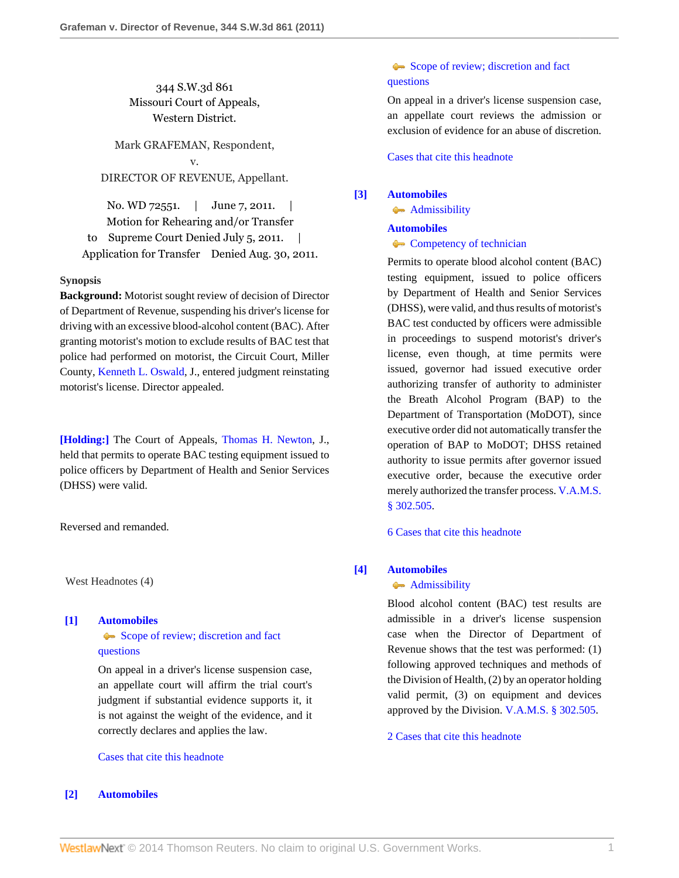344 S.W.3d 861
Missouri Court of Appeals,
Western District.

Mark GRAFEMAN, Respondent,
v.
DIRECTOR OF REVENUE, Appellant.

No. WD 72551. | June 7, 2011. | Motion for Rehearing and/or Transfer to Supreme Court Denied July 5, 2011. | Application for Transfer Denied Aug. 30, 2011.

**Synopsis**

**Background:** Motorist sought review of decision of Director of Department of Revenue, suspending his driver's license for driving with an excessive blood-alcohol content (BAC). After granting motorist's motion to exclude results of BAC test that police had performed on motorist, the Circuit Court, Miller County, Kenneth L. Oswald, J., entered judgment reinstating motorist's license. Director appealed.

**[Holding:]** The Court of Appeals, Thomas H. Newton, J., held that permits to operate BAC testing equipment issued to police officers by Department of Health and Senior Services (DHSS) were valid.

Reversed and remanded.

West Headnotes (4)

**[1]** **Automobiles**
Scope of review; discretion and fact questions

On appeal in a driver's license suspension case, an appellate court will affirm the trial court's judgment if substantial evidence supports it, it is not against the weight of the evidence, and it correctly declares and applies the law.

Cases that cite this headnote

**[2]** **Automobiles**
Scope of review; discretion and fact questions

On appeal in a driver's license suspension case, an appellate court reviews the admission or exclusion of evidence for an abuse of discretion.

Cases that cite this headnote

**[3]** **Automobiles**
Admissibility

**Automobiles**
Competency of technician

Permits to operate blood alcohol content (BAC) testing equipment, issued to police officers by Department of Health and Senior Services (DHSS), were valid, and thus results of motorist's BAC test conducted by officers were admissible in proceedings to suspend motorist's driver's license, even though, at time permits were issued, governor had issued executive order authorizing transfer of authority to administer the Breath Alcohol Program (BAP) to the Department of Transportation (MoDOT), since executive order did not automatically transfer the operation of BAP to MoDOT; DHSS retained authority to issue permits after governor issued executive order, because the executive order merely authorized the transfer process. V.A.M.S. § 302.505.

6 Cases that cite this headnote

**[4]** **Automobiles**
Admissibility

Blood alcohol content (BAC) test results are admissible in a driver's license suspension case when the Director of Department of Revenue shows that the test was performed: (1) following approved techniques and methods of the Division of Health, (2) by an operator holding valid permit, (3) on equipment and devices approved by the Division. V.A.M.S. § 302.505.

2 Cases that cite this headnote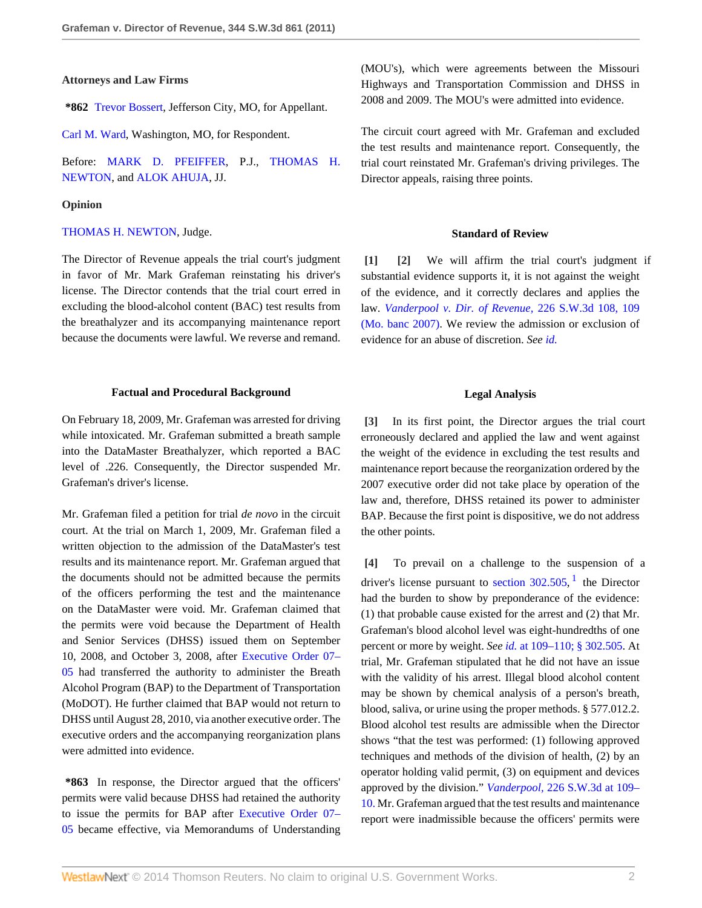**Attorneys and Law Firms**

**\*862** Trevor Bossert, Jefferson City, MO, for Appellant.

Carl M. Ward, Washington, MO, for Respondent.

Before: MARK D. PFEIFFER, P.J., THOMAS H. NEWTON, and ALOK AHUJA, JJ.

**Opinion**

THOMAS H. NEWTON, Judge.

The Director of Revenue appeals the trial court's judgment in favor of Mr. Mark Grafeman reinstating his driver's license. The Director contends that the trial court erred in excluding the blood-alcohol content (BAC) test results from the breathalyzer and its accompanying maintenance report because the documents were lawful. We reverse and remand.

### Factual and Procedural Background

On February 18, 2009, Mr. Grafeman was arrested for driving while intoxicated. Mr. Grafeman submitted a breath sample into the DataMaster Breathalyzer, which reported a BAC level of .226. Consequently, the Director suspended Mr. Grafeman's driver's license.

Mr. Grafeman filed a petition for trial *de novo* in the circuit court. At the trial on March 1, 2009, Mr. Grafeman filed a written objection to the admission of the DataMaster's test results and its maintenance report. Mr. Grafeman argued that the documents should not be admitted because the permits of the officers performing the test and the maintenance on the DataMaster were void. Mr. Grafeman claimed that the permits were void because the Department of Health and Senior Services (DHSS) issued them on September 10, 2008, and October 3, 2008, after Executive Order 07–05 had transferred the authority to administer the Breath Alcohol Program (BAP) to the Department of Transportation (MoDOT). He further claimed that BAP would not return to DHSS until August 28, 2010, via another executive order. The executive orders and the accompanying reorganization plans were admitted into evidence.

**\*863** In response, the Director argued that the officers' permits were valid because DHSS had retained the authority to issue the permits for BAP after Executive Order 07–05 became effective, via Memorandums of Understanding (MOU's), which were agreements between the Missouri Highways and Transportation Commission and DHSS in 2008 and 2009. The MOU's were admitted into evidence.

The circuit court agreed with Mr. Grafeman and excluded the test results and maintenance report. Consequently, the trial court reinstated Mr. Grafeman's driving privileges. The Director appeals, raising three points.

### Standard of Review

**[1] [2]** We will affirm the trial court's judgment if substantial evidence supports it, it is not against the weight of the evidence, and it correctly declares and applies the law. *Vanderpool v. Dir. of Revenue,* 226 S.W.3d 108, 109 (Mo. banc 2007). We review the admission or exclusion of evidence for an abuse of discretion. *See id.*

### Legal Analysis

**[3]** In its first point, the Director argues the trial court erroneously declared and applied the law and went against the weight of the evidence in excluding the test results and maintenance report because the reorganization ordered by the 2007 executive order did not take place by operation of the law and, therefore, DHSS retained its power to administer BAP. Because the first point is dispositive, we do not address the other points.

**[4]** To prevail on a challenge to the suspension of a driver's license pursuant to section 302.505,[1] the Director had the burden to show by preponderance of the evidence: (1) that probable cause existed for the arrest and (2) that Mr. Grafeman's blood alcohol level was eight-hundredths of one percent or more by weight. *See id.* at 109–110; § 302.505. At trial, Mr. Grafeman stipulated that he did not have an issue with the validity of his arrest. Illegal blood alcohol content may be shown by chemical analysis of a person's breath, blood, saliva, or urine using the proper methods. § 577.012.2. Blood alcohol test results are admissible when the Director shows "that the test was performed: (1) following approved techniques and methods of the division of health, (2) by an operator holding valid permit, (3) on equipment and devices approved by the division." *Vanderpool,* 226 S.W.3d at 109–10. Mr. Grafeman argued that the test results and maintenance report were inadmissible because the officers' permits were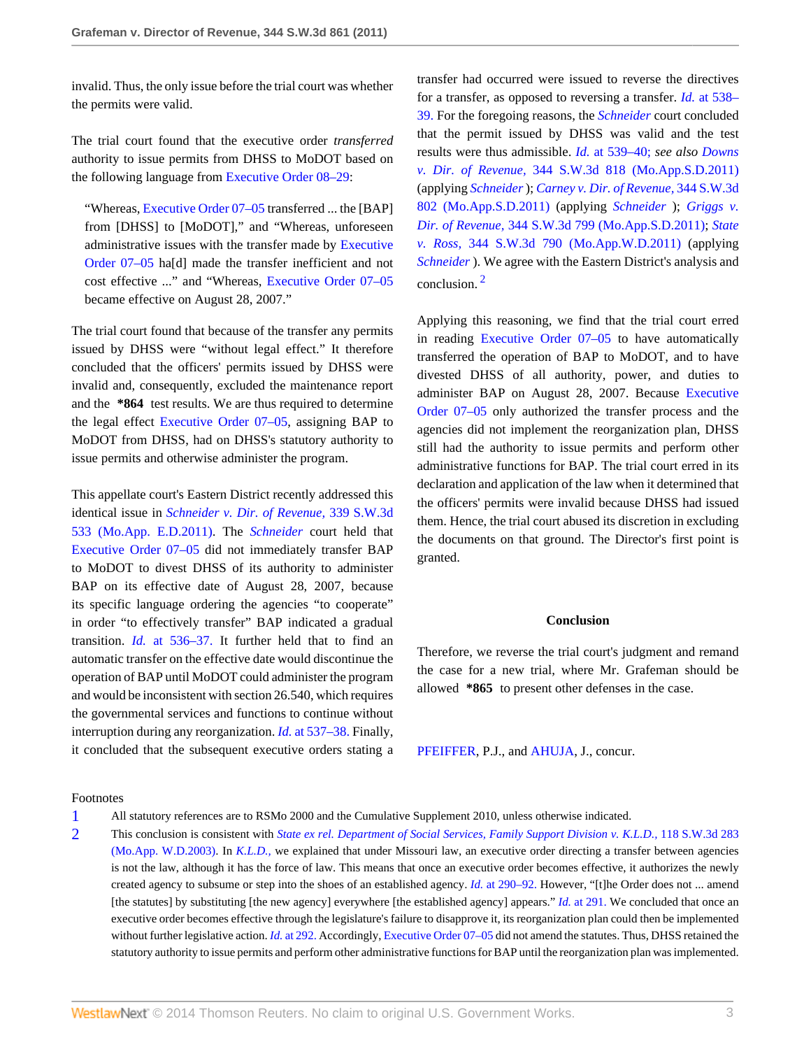invalid. Thus, the only issue before the trial court was whether the permits were valid.

The trial court found that the executive order *transferred* authority to issue permits from DHSS to MoDOT based on the following language from Executive Order 08–29:

> "Whereas, Executive Order 07–05 transferred ... the [BAP] from [DHSS] to [MoDOT]," and "Whereas, unforeseen administrative issues with the transfer made by Executive Order 07–05 ha[d] made the transfer inefficient and not cost effective ..." and "Whereas, Executive Order 07–05 became effective on August 28, 2007."

The trial court found that because of the transfer any permits issued by DHSS were "without legal effect." It therefore concluded that the officers' permits issued by DHSS were invalid and, consequently, excluded the maintenance report and the **\*864** test results. We are thus required to determine the legal effect Executive Order 07–05, assigning BAP to MoDOT from DHSS, had on DHSS's statutory authority to issue permits and otherwise administer the program.

This appellate court's Eastern District recently addressed this identical issue in *Schneider v. Dir. of Revenue,* 339 S.W.3d 533 (Mo.App. E.D.2011). The *Schneider* court held that Executive Order 07–05 did not immediately transfer BAP to MoDOT to divest DHSS of its authority to administer BAP on its effective date of August 28, 2007, because its specific language ordering the agencies "to cooperate" in order "to effectively transfer" BAP indicated a gradual transition. *Id.* at 536–37. It further held that to find an automatic transfer on the effective date would discontinue the operation of BAP until MoDOT could administer the program and would be inconsistent with section 26.540, which requires the governmental services and functions to continue without interruption during any reorganization. *Id.* at 537–38. Finally, it concluded that the subsequent executive orders stating a transfer had occurred were issued to reverse the directives for a transfer, as opposed to reversing a transfer. *Id.* at 538–39. For the foregoing reasons, the *Schneider* court concluded that the permit issued by DHSS was valid and the test results were thus admissible. *Id.* at 539–40; *see also Downs v. Dir. of Revenue,* 344 S.W.3d 818 (Mo.App.S.D.2011) (applying *Schneider* ); *Carney v. Dir. of Revenue,* 344 S.W.3d 802 (Mo.App.S.D.2011) (applying *Schneider* ); *Griggs v. Dir. of Revenue,* 344 S.W.3d 799 (Mo.App.S.D.2011); *State v. Ross,* 344 S.W.3d 790 (Mo.App.W.D.2011) (applying *Schneider* ). We agree with the Eastern District's analysis and conclusion.[2]

Applying this reasoning, we find that the trial court erred in reading Executive Order 07–05 to have automatically transferred the operation of BAP to MoDOT, and to have divested DHSS of all authority, power, and duties to administer BAP on August 28, 2007. Because Executive Order 07–05 only authorized the transfer process and the agencies did not implement the reorganization plan, DHSS still had the authority to issue permits and perform other administrative functions for BAP. The trial court erred in its declaration and application of the law when it determined that the officers' permits were invalid because DHSS had issued them. Hence, the trial court abused its discretion in excluding the documents on that ground. The Director's first point is granted.

## Conclusion

Therefore, we reverse the trial court's judgment and remand the case for a new trial, where Mr. Grafeman should be allowed **\*865** to present other defenses in the case.

PFEIFFER, P.J., and AHUJA, J., concur.

Footnotes

1. All statutory references are to RSMo 2000 and the Cumulative Supplement 2010, unless otherwise indicated.
2. This conclusion is consistent with *State ex rel. Department of Social Services, Family Support Division v. K.L.D.,* 118 S.W.3d 283 (Mo.App. W.D.2003). In *K.L.D.,* we explained that under Missouri law, an executive order directing a transfer between agencies is not the law, although it has the force of law. This means that once an executive order becomes effective, it authorizes the newly created agency to subsume or step into the shoes of an established agency. *Id.* at 290–92. However, "[t]he Order does not ... amend [the statutes] by substituting [the new agency] everywhere [the established agency] appears." *Id.* at 291. We concluded that once an executive order becomes effective through the legislature's failure to disapprove it, its reorganization plan could then be implemented without further legislative action. *Id.* at 292. Accordingly, Executive Order 07–05 did not amend the statutes. Thus, DHSS retained the statutory authority to issue permits and perform other administrative functions for BAP until the reorganization plan was implemented.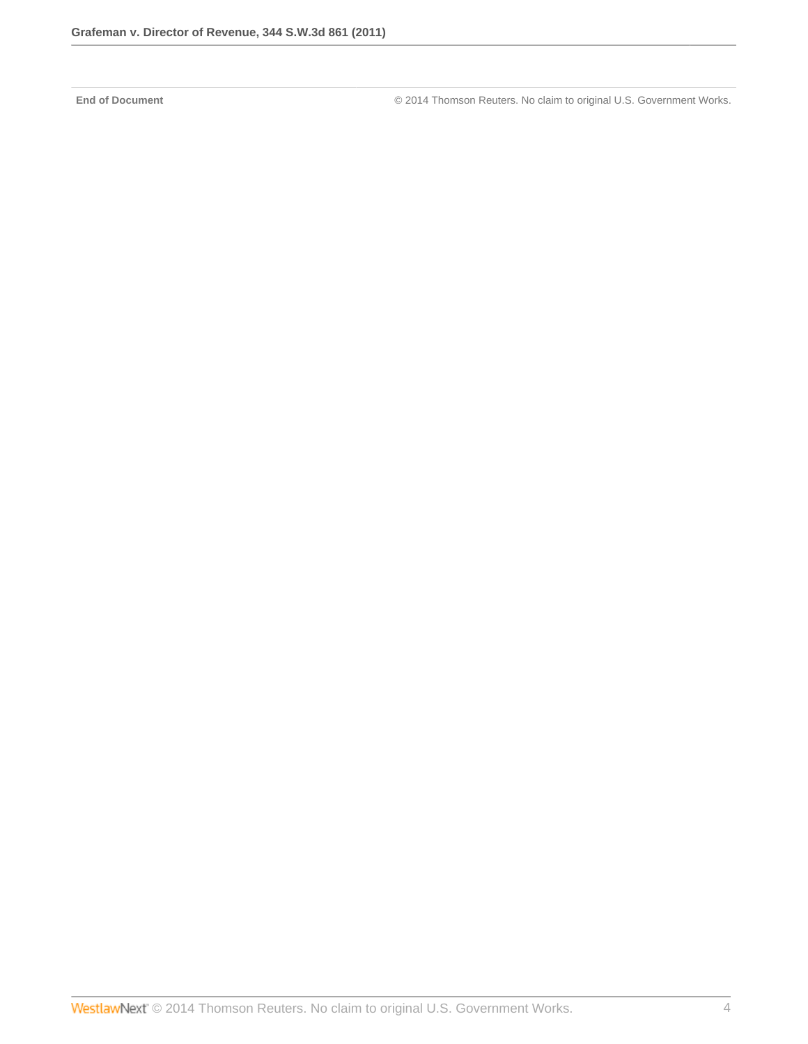**End of Document** © 2014 Thomson Reuters. No claim to original U.S. Government Works.